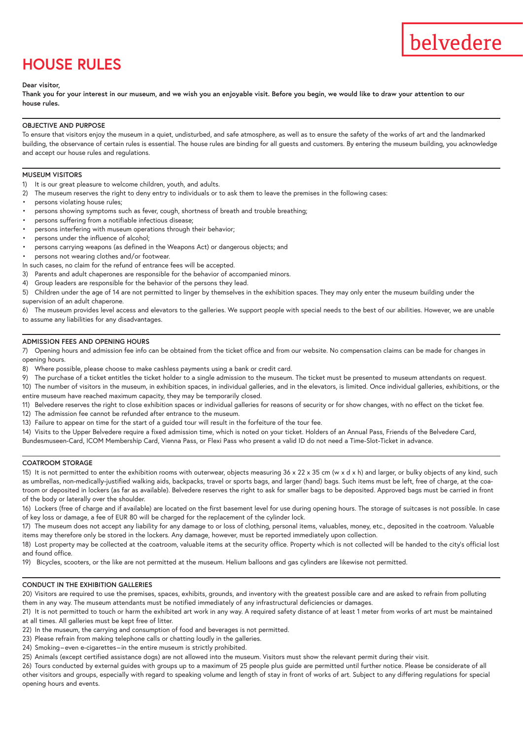belvedere

# HOUSE RULES

**Dear visitor,**
**Thank you for your interest in our museum, and we wish you an enjoyable visit. Before you begin, we would like to draw your attention to our house rules.**

## OBJECTIVE AND PURPOSE

To ensure that visitors enjoy the museum in a quiet, undisturbed, and safe atmosphere, as well as to ensure the safety of the works of art and the landmarked building, the observance of certain rules is essential. The house rules are binding for all guests and customers. By entering the museum building, you acknowledge and accept our house rules and regulations.

## MUSEUM VISITORS

1) It is our great pleasure to welcome children, youth, and adults.
2) The museum reserves the right to deny entry to individuals or to ask them to leave the premises in the following cases:
- persons violating house rules;
- persons showing symptoms such as fever, cough, shortness of breath and trouble breathing;
- persons suffering from a notifiable infectious disease;
- persons interfering with museum operations through their behavior;
- persons under the influence of alcohol;
- persons carrying weapons (as defined in the Weapons Act) or dangerous objects; and
- persons not wearing clothes and/or footwear.

In such cases, no claim for the refund of entrance fees will be accepted.

3) Parents and adult chaperones are responsible for the behavior of accompanied minors.
4) Group leaders are responsible for the behavior of the persons they lead.
5) Children under the age of 14 are not permitted to linger by themselves in the exhibition spaces. They may only enter the museum building under the supervision of an adult chaperone.
6) The museum provides level access and elevators to the galleries. We support people with special needs to the best of our abilities. However, we are unable to assume any liabilities for any disadvantages.

## ADMISSION FEES AND OPENING HOURS

7) Opening hours and admission fee info can be obtained from the ticket office and from our website. No compensation claims can be made for changes in opening hours.
8) Where possible, please choose to make cashless payments using a bank or credit card.
9) The purchase of a ticket entitles the ticket holder to a single admission to the museum. The ticket must be presented to museum attendants on request.
10) The number of visitors in the museum, in exhibition spaces, in individual galleries, and in the elevators, is limited. Once individual galleries, exhibitions, or the entire museum have reached maximum capacity, they may be temporarily closed.
11) Belvedere reserves the right to close exhibition spaces or individual galleries for reasons of security or for show changes, with no effect on the ticket fee.
12) The admission fee cannot be refunded after entrance to the museum.
13) Failure to appear on time for the start of a guided tour will result in the forfeiture of the tour fee.
14) Visits to the Upper Belvedere require a fixed admission time, which is noted on your ticket. Holders of an Annual Pass, Friends of the Belvedere Card, Bundesmuseen-Card, ICOM Membership Card, Vienna Pass, or Flexi Pass who present a valid ID do not need a Time-Slot-Ticket in advance.

## COATROOM STORAGE

15) It is not permitted to enter the exhibition rooms with outerwear, objects measuring 36 x 22 x 35 cm (w x d x h) and larger, or bulky objects of any kind, such as umbrellas, non-medically-justified walking aids, backpacks, travel or sports bags, and larger (hand) bags. Such items must be left, free of charge, at the coatroom or deposited in lockers (as far as available). Belvedere reserves the right to ask for smaller bags to be deposited. Approved bags must be carried in front of the body or laterally over the shoulder.
16) Lockers (free of charge and if available) are located on the first basement level for use during opening hours. The storage of suitcases is not possible. In case of key loss or damage, a fee of EUR 80 will be charged for the replacement of the cylinder lock.
17) The museum does not accept any liability for any damage to or loss of clothing, personal items, valuables, money, etc., deposited in the coatroom. Valuable items may therefore only be stored in the lockers. Any damage, however, must be reported immediately upon collection.
18) Lost property may be collected at the coatroom, valuable items at the security office. Property which is not collected will be handed to the city's official lost and found office.
19) Bicycles, scooters, or the like are not permitted at the museum. Helium balloons and gas cylinders are likewise not permitted.

## CONDUCT IN THE EXHIBITION GALLERIES

20) Visitors are required to use the premises, spaces, exhibits, grounds, and inventory with the greatest possible care and are asked to refrain from polluting them in any way. The museum attendants must be notified immediately of any infrastructural deficiencies or damages.
21) It is not permitted to touch or harm the exhibited art work in any way. A required safety distance of at least 1 meter from works of art must be maintained at all times. All galleries must be kept free of litter.
22) In the museum, the carrying and consumption of food and beverages is not permitted.
23) Please refrain from making telephone calls or chatting loudly in the galleries.
24) Smoking—even e-cigarettes—in the entire museum is strictly prohibited.
25) Animals (except certified assistance dogs) are not allowed into the museum. Visitors must show the relevant permit during their visit.
26) Tours conducted by external guides with groups up to a maximum of 25 people plus guide are permitted until further notice. Please be considerate of all other visitors and groups, especially with regard to speaking volume and length of stay in front of works of art. Subject to any differing regulations for special opening hours and events.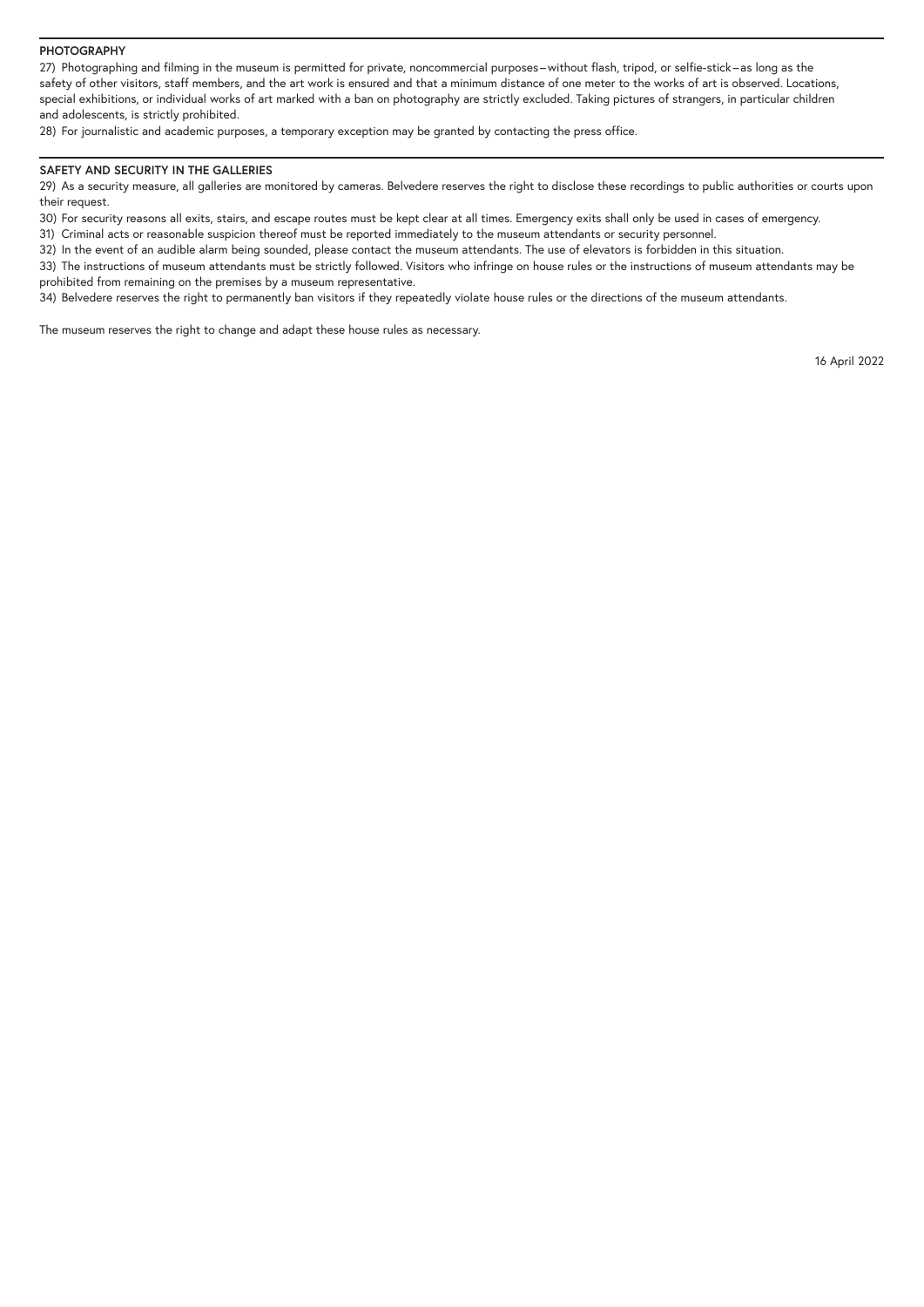## PHOTOGRAPHY

27) Photographing and filming in the museum is permitted for private, noncommercial purposes—without flash, tripod, or selfie-stick—as long as the safety of other visitors, staff members, and the art work is ensured and that a minimum distance of one meter to the works of art is observed. Locations, special exhibitions, or individual works of art marked with a ban on photography are strictly excluded. Taking pictures of strangers, in particular children and adolescents, is strictly prohibited.

28) For journalistic and academic purposes, a temporary exception may be granted by contacting the press office.

## SAFETY AND SECURITY IN THE GALLERIES

29) As a security measure, all galleries are monitored by cameras. Belvedere reserves the right to disclose these recordings to public authorities or courts upon their request.

30) For security reasons all exits, stairs, and escape routes must be kept clear at all times. Emergency exits shall only be used in cases of emergency.

31) Criminal acts or reasonable suspicion thereof must be reported immediately to the museum attendants or security personnel.

32) In the event of an audible alarm being sounded, please contact the museum attendants. The use of elevators is forbidden in this situation.

33) The instructions of museum attendants must be strictly followed. Visitors who infringe on house rules or the instructions of museum attendants may be prohibited from remaining on the premises by a museum representative.

34) Belvedere reserves the right to permanently ban visitors if they repeatedly violate house rules or the directions of the museum attendants.

The museum reserves the right to change and adapt these house rules as necessary.

16 April 2022